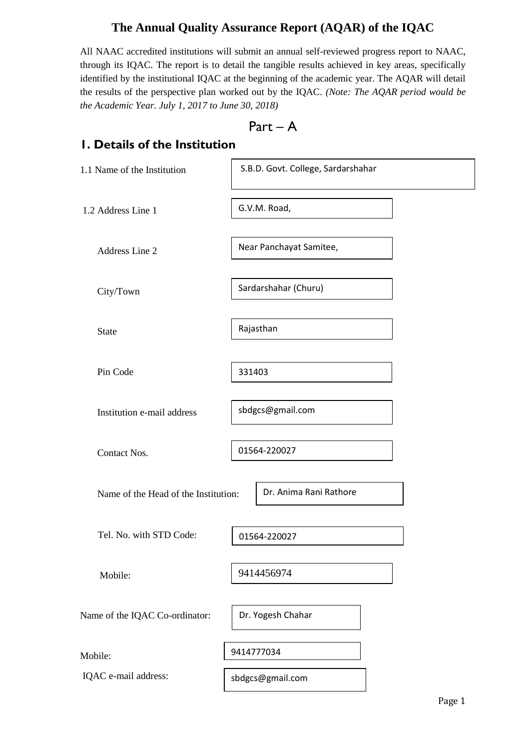# The Annual Quality Assurance Report (AQAR) of the IQAC

All NAAC accredited institutions will submit an annual self-reviewed progress report to NAAC, through its IQAC. The report is to detail the tangible results achieved in key areas, specifically identified by the institutional IQAC at the beginning of the academic year. The AQAR will detail the results of the perspective plan worked out by the IQAC. *(Note: The AQAR period would be the Academic Year. July 1, 2017 to June 30, 2018)*

## Part – A

## 1. Details of the Institution

1.1 Name of the Institution: S.B.D. Govt. College, Sardarshahar

1.2 Address Line 1: G.V.M. Road,

Address Line 2: Near Panchayat Samitee,

City/Town: Sardarshahar (Churu)

State: Rajasthan

Pin Code: 331403

Institution e-mail address: sbdgcs@gmail.com

Contact Nos.: 01564-220027

Name of the Head of the Institution: Dr. Anima Rani Rathore

Tel. No. with STD Code: 01564-220027

Mobile: 9414456974

Name of the IQAC Co-ordinator: Dr. Yogesh Chahar

Mobile: 9414777034

IQAC e-mail address: sbdgcs@gmail.com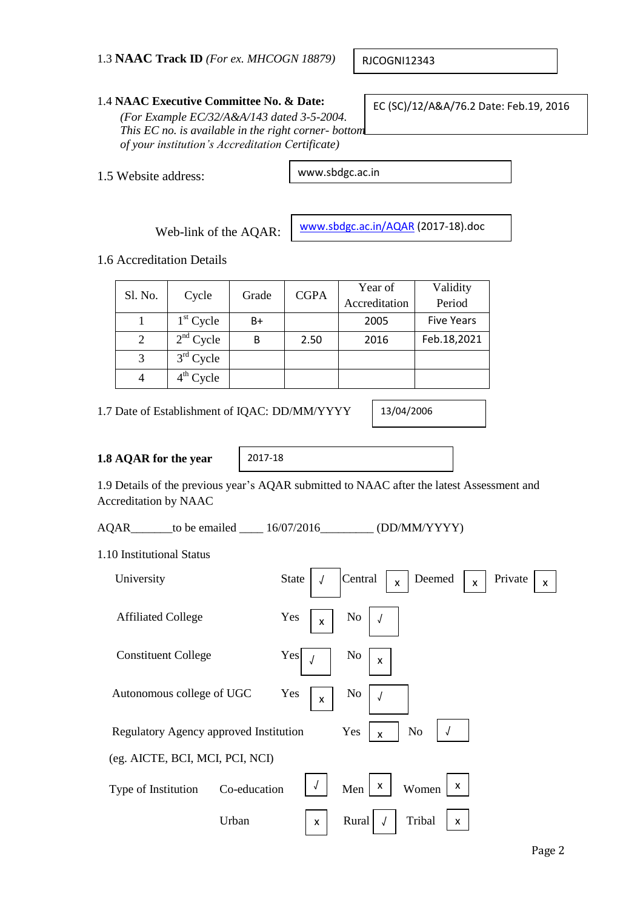1.3 **NAAC Track ID** *(For ex. MHCOGN 18879)* RJCOGNI12343

1.4 **NAAC Executive Committee No. & Date:**
*(For Example EC/32/A&A/143 dated 3-5-2004. This EC no. is available in the right corner- bottom of your institution's Accreditation Certificate)*

EC (SC)/12/A&A/76.2 Date: Feb.19, 2016

1.5 Website address: www.sbdgc.ac.in

Web-link of the AQAR: www.sbdgc.ac.in/AQAR (2017-18).doc

1.6 Accreditation Details

| Sl. No. | Cycle | Grade | CGPA | Year of Accreditation | Validity Period |
|---|---|---|---|---|---|
| 1 | 1st Cycle | B+ | | 2005 | Five Years |
| 2 | 2nd Cycle | B | 2.50 | 2016 | Feb.18,2021 |
| 3 | 3rd Cycle | | | | |
| 4 | 4th Cycle | | | | |

1.7 Date of Establishment of IQAC: DD/MM/YYYY 13/04/2006

**1.8 AQAR for the year** 2017-18

1.9 Details of the previous year's AQAR submitted to NAAC after the latest Assessment and Accreditation by NAAC

AQAR_______to be emailed ____ 16/07/2016_________ (DD/MM/YYYY)

1.10 Institutional Status

University: State √ Central x Deemed x Private x

Affiliated College: Yes x No √

Constituent College: Yes √ No x

Autonomous college of UGC: Yes x No √

Regulatory Agency approved Institution: Yes x No √

(eg. AICTE, BCI, MCI, PCI, NCI)

Type of Institution: Co-education √ Men x Women x

Urban x Rural √ Tribal x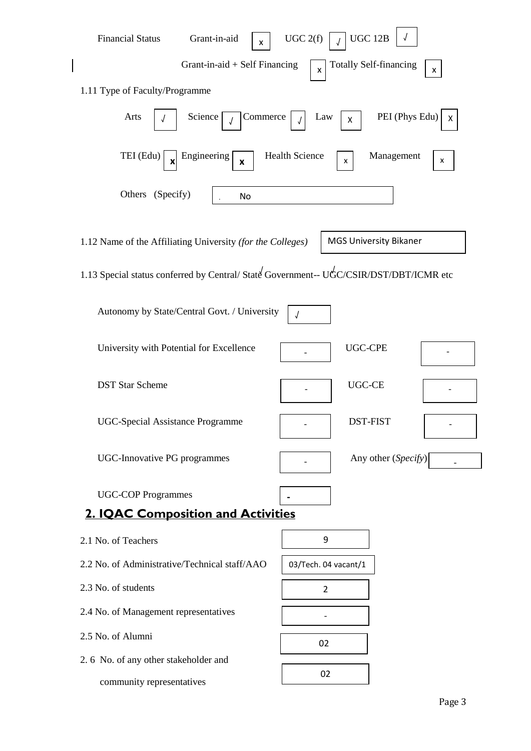Financial Status Grant-in-aid x UGC 2(f) √ UGC 12B √

Grant-in-aid + Self Financing x Totally Self-financing x

1.11 Type of Faculty/Programme

| Arts | √ | Science | √ | Commerce | √ | Law | X | PEI (Phys Edu) | X |
|---|---|---|---|---|---|---|---|---|---|
| TEI (Edu) | x | Engineering | x | Health Science | x | Management | x | | |

Others (Specify) No

1.12 Name of the Affiliating University *(for the Colleges)* MGS University Bikaner

1.13 Special status conferred by Central/ State Government-- UGC/CSIR/DST/DBT/ICMR etc

| | | | |
|---|---|---|---|
| Autonomy by State/Central Govt. / University | √ | | |
| University with Potential for Excellence | - | UGC-CPE | - |
| DST Star Scheme | - | UGC-CE | - |
| UGC-Special Assistance Programme | - | DST-FIST | - |
| UGC-Innovative PG programmes | - | Any other (*Specify*) | - |
| UGC-COP Programmes | - | | |

## 2. IQAC Composition and Activities

| | |
|---|---|
| 2.1 No. of Teachers | 9 |
| 2.2 No. of Administrative/Technical staff/AAO | 03/Tech. 04 vacant/1 |
| 2.3 No. of students | 2 |
| 2.4 No. of Management representatives | - |
| 2.5 No. of Alumni | 02 |
| 2.6 No. of any other stakeholder and community representatives | 02 |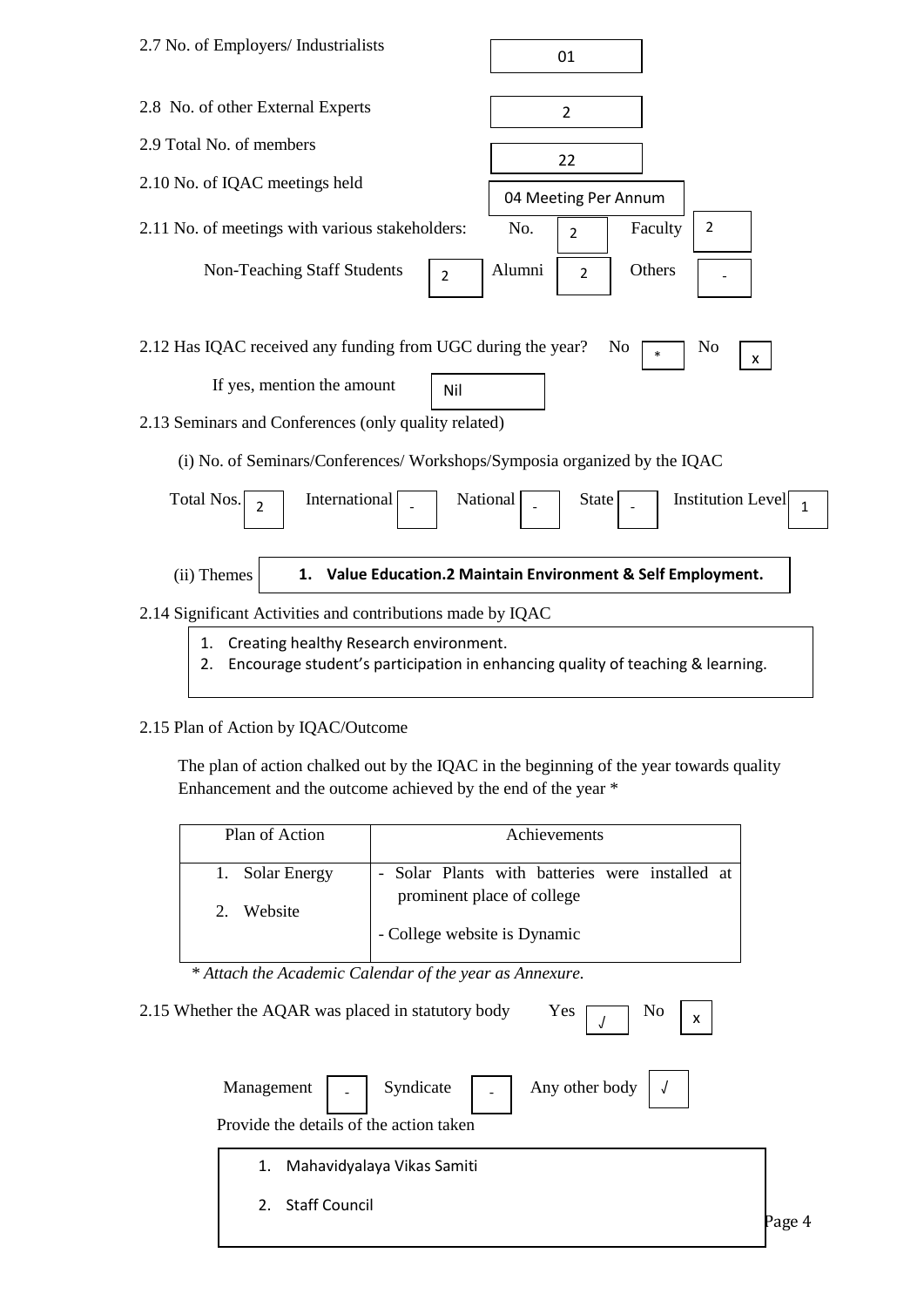2.7 No. of Employers/ Industrialists: 01

2.8 No. of other External Experts: 2

2.9 Total No. of members: 22

2.10 No. of IQAC meetings held: 04 Meeting Per Annum

2.11 No. of meetings with various stakeholders: No. 2 Faculty 2

Non-Teaching Staff Students 2 Alumni 2 Others -

2.12 Has IQAC received any funding from UGC during the year? No * No x

If yes, mention the amount: Nil

2.13 Seminars and Conferences (only quality related)

(i) No. of Seminars/Conferences/ Workshops/Symposia organized by the IQAC

Total Nos. 2 International - National - State - Institution Level 1

(ii) Themes: **1. Value Education.2 Maintain Environment & Self Employment.**

2.14 Significant Activities and contributions made by IQAC

1. Creating healthy Research environment.
2. Encourage student's participation in enhancing quality of teaching & learning.

2.15 Plan of Action by IQAC/Outcome

The plan of action chalked out by the IQAC in the beginning of the year towards quality Enhancement and the outcome achieved by the end of the year *

| Plan of Action | Achievements |
|---|---|
| 1. Solar Energy<br>2. Website | - Solar Plants with batteries were installed at prominent place of college<br>- College website is Dynamic |

*\* Attach the Academic Calendar of the year as Annexure.*

2.15 Whether the AQAR was placed in statutory body Yes √ No x

Management - Syndicate - Any other body √

Provide the details of the action taken

1. Mahavidyalaya Vikas Samiti
2. Staff Council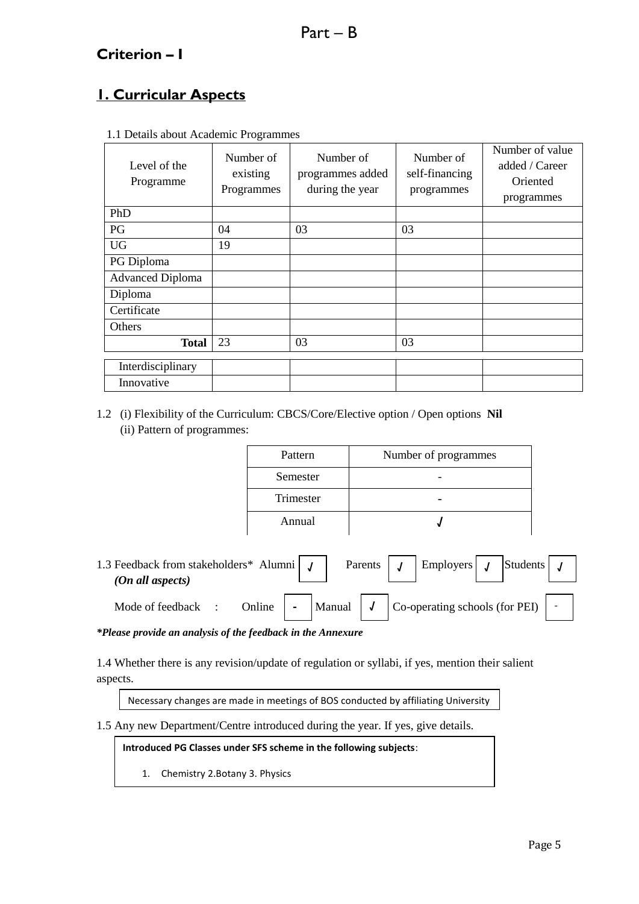# Part – B

## Criterion – I

## 1. Curricular Aspects

1.1 Details about Academic Programmes

| Level of the Programme | Number of existing Programmes | Number of programmes added during the year | Number of self-financing programmes | Number of value added / Career Oriented programmes |
|---|---|---|---|---|
| PhD | | | | |
| PG | 04 | 03 | 03 | |
| UG | 19 | | | |
| PG Diploma | | | | |
| Advanced Diploma | | | | |
| Diploma | | | | |
| Certificate | | | | |
| Others | | | | |
| **Total** | 23 | 03 | 03 | |
| Interdisciplinary | | | | |
| Innovative | | | | |

1.2 (i) Flexibility of the Curriculum: CBCS/Core/Elective option / Open options **Nil**

(ii) Pattern of programmes:

| Pattern | Number of programmes |
|---|---|
| Semester | - |
| Trimester | - |
| Annual | √ |

1.3 Feedback from stakeholders* Alumni √ Parents √ Employers √ Students √
*(On all aspects)*

Mode of feedback : Online - Manual √ Co-operating schools (for PEI) -

***Please provide an analysis of the feedback in the Annexure***

1.4 Whether there is any revision/update of regulation or syllabi, if yes, mention their salient aspects.

Necessary changes are made in meetings of BOS conducted by affiliating University

1.5 Any new Department/Centre introduced during the year. If yes, give details.

**Introduced PG Classes under SFS scheme in the following subjects**:

1. Chemistry 2.Botany 3. Physics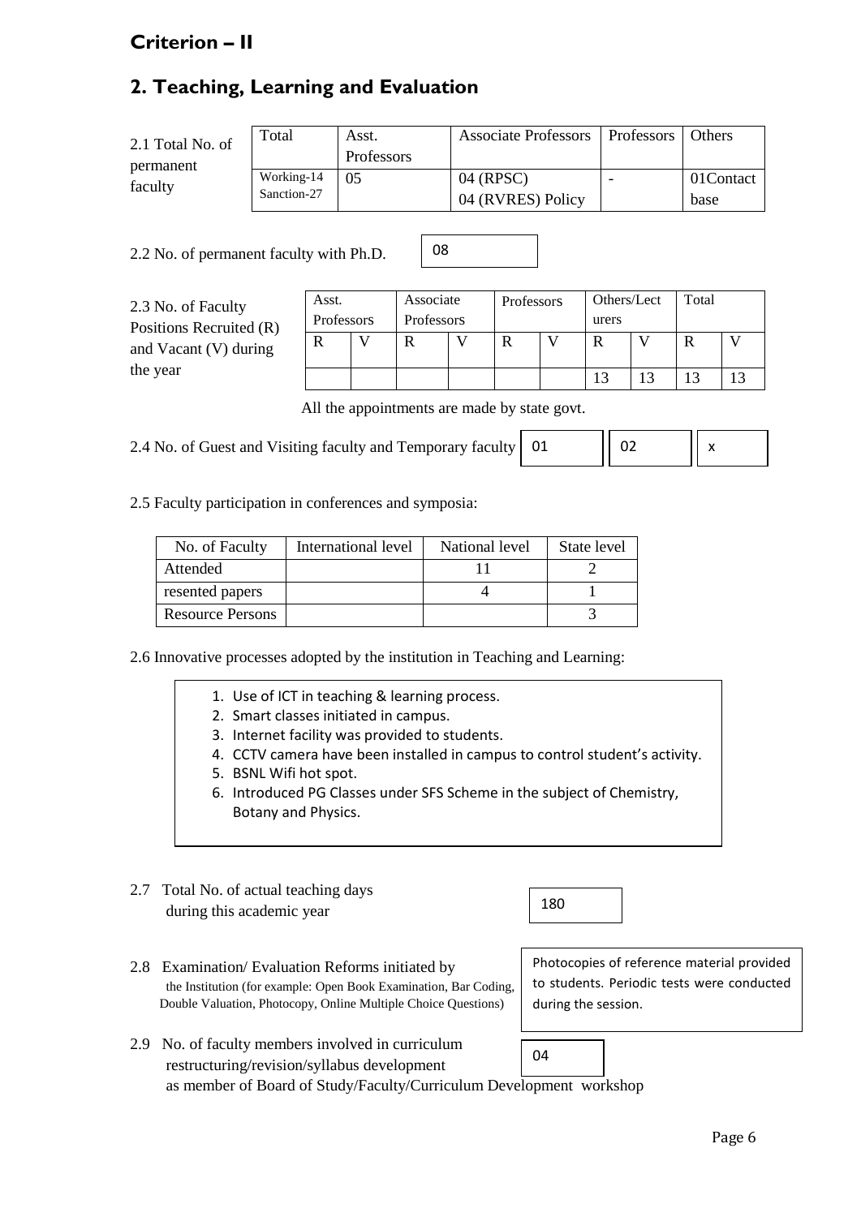## Criterion – II

## 2. Teaching, Learning and Evaluation

2.1 Total No. of permanent faculty

| Total | Asst. Professors | Associate Professors | Professors | Others |
|---|---|---|---|---|
| Working-14 Sanction-27 | 05 | 04 (RPSC) 04 (RVRES) Policy | - | 01Contact base |

2.2 No. of permanent faculty with Ph.D. 08

2.3 No. of Faculty Positions Recruited (R) and Vacant (V) during the year

| Asst. Professors | | Associate Professors | | Professors | | Others/Lecturers | | Total | |
|---|---|---|---|---|---|---|---|---|---|
| R | V | R | V | R | V | R | V | R | V |
| | | | | | | 13 | 13 | 13 | 13 |

All the appointments are made by state govt.

2.4 No. of Guest and Visiting faculty and Temporary faculty 01 | 02 | x

2.5 Faculty participation in conferences and symposia:

| No. of Faculty | International level | National level | State level |
|---|---|---|---|
| Attended | | 11 | 2 |
| resented papers | | 4 | 1 |
| Resource Persons | | | 3 |

2.6 Innovative processes adopted by the institution in Teaching and Learning:

1. Use of ICT in teaching & learning process.
2. Smart classes initiated in campus.
3. Internet facility was provided to students.
4. CCTV camera have been installed in campus to control student's activity.
5. BSNL Wifi hot spot.
6. Introduced PG Classes under SFS Scheme in the subject of Chemistry, Botany and Physics.

2.7 Total No. of actual teaching days during this academic year 180

2.8 Examination/ Evaluation Reforms initiated by the Institution (for example: Open Book Examination, Bar Coding, Double Valuation, Photocopy, Online Multiple Choice Questions)

Photocopies of reference material provided to students. Periodic tests were conducted during the session.

2.9 No. of faculty members involved in curriculum restructuring/revision/syllabus development as member of Board of Study/Faculty/Curriculum Development workshop 04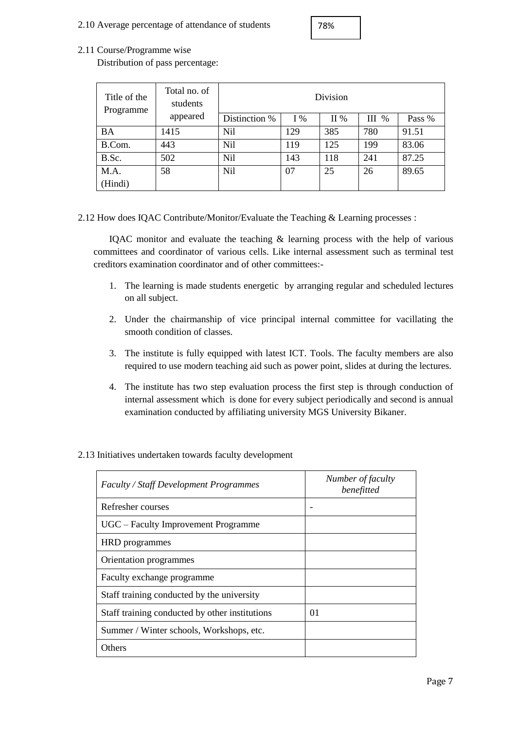2.10 Average percentage of attendance of students 78%

2.11 Course/Programme wise

Distribution of pass percentage:

| Title of the Programme | Total no. of students appeared | Division | | | | |
|---|---|---|---|---|---|---|
| | | Distinction % | I % | II % | III % | Pass % |
| BA | 1415 | Nil | 129 | 385 | 780 | 91.51 |
| B.Com. | 443 | Nil | 119 | 125 | 199 | 83.06 |
| B.Sc. | 502 | Nil | 143 | 118 | 241 | 87.25 |
| M.A. (Hindi) | 58 | Nil | 07 | 25 | 26 | 89.65 |

2.12 How does IQAC Contribute/Monitor/Evaluate the Teaching & Learning processes :

IQAC monitor and evaluate the teaching & learning process with the help of various committees and coordinator of various cells. Like internal assessment such as terminal test creditors examination coordinator and of other committees:-

1. The learning is made students energetic by arranging regular and scheduled lectures on all subject.
2. Under the chairmanship of vice principal internal committee for vacillating the smooth condition of classes.
3. The institute is fully equipped with latest ICT. Tools. The faculty members are also required to use modern teaching aid such as power point, slides at during the lectures.
4. The institute has two step evaluation process the first step is through conduction of internal assessment which is done for every subject periodically and second is annual examination conducted by affiliating university MGS University Bikaner.

2.13 Initiatives undertaken towards faculty development

| *Faculty / Staff Development Programmes* | *Number of faculty benefitted* |
|---|---|
| Refresher courses | - |
| UGC – Faculty Improvement Programme | |
| HRD programmes | |
| Orientation programmes | |
| Faculty exchange programme | |
| Staff training conducted by the university | |
| Staff training conducted by other institutions | 01 |
| Summer / Winter schools, Workshops, etc. | |
| Others | |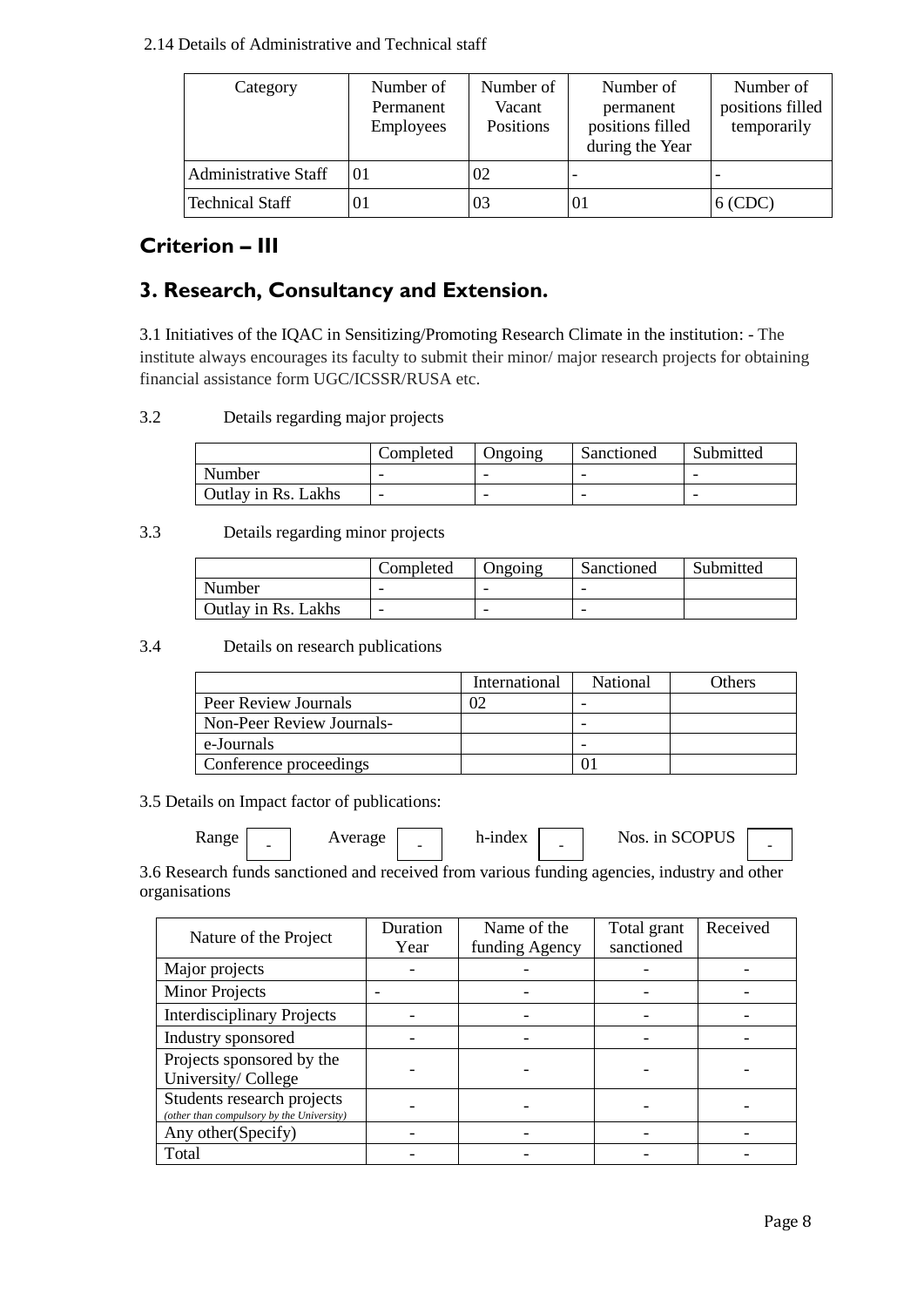2.14 Details of Administrative and Technical staff

| Category | Number of Permanent Employees | Number of Vacant Positions | Number of permanent positions filled during the Year | Number of positions filled temporarily |
|---|---|---|---|---|
| Administrative Staff | 01 | 02 | - | - |
| Technical Staff | 01 | 03 | 01 | 6 (CDC) |

## Criterion – III

## 3. Research, Consultancy and Extension.

3.1 Initiatives of the IQAC in Sensitizing/Promoting Research Climate in the institution: - The institute always encourages its faculty to submit their minor/ major research projects for obtaining financial assistance form UGC/ICSSR/RUSA etc.

3.2 Details regarding major projects

| | Completed | Ongoing | Sanctioned | Submitted |
|---|---|---|---|---|
| Number | - | - | - | - |
| Outlay in Rs. Lakhs | - | - | - | - |

3.3 Details regarding minor projects

| | Completed | Ongoing | Sanctioned | Submitted |
|---|---|---|---|---|
| Number | - | - | - | |
| Outlay in Rs. Lakhs | - | - | - | |

3.4 Details on research publications

| | International | National | Others |
|---|---|---|---|
| Peer Review Journals | 02 | - | |
| Non-Peer Review Journals- | | - | |
| e-Journals | | - | |
| Conference proceedings | | 01 | |

3.5 Details on Impact factor of publications:

Range - Average - h-index - Nos. in SCOPUS -

3.6 Research funds sanctioned and received from various funding agencies, industry and other organisations

| Nature of the Project | Duration Year | Name of the funding Agency | Total grant sanctioned | Received |
|---|---|---|---|---|
| Major projects | - | - | - | - |
| Minor Projects | - | - | - | - |
| Interdisciplinary Projects | - | - | - | - |
| Industry sponsored | - | - | - | - |
| Projects sponsored by the University/ College | - | - | - | - |
| Students research projects *(other than compulsory by the University)* | - | - | - | - |
| Any other(Specify) | - | - | - | - |
| Total | - | - | - | - |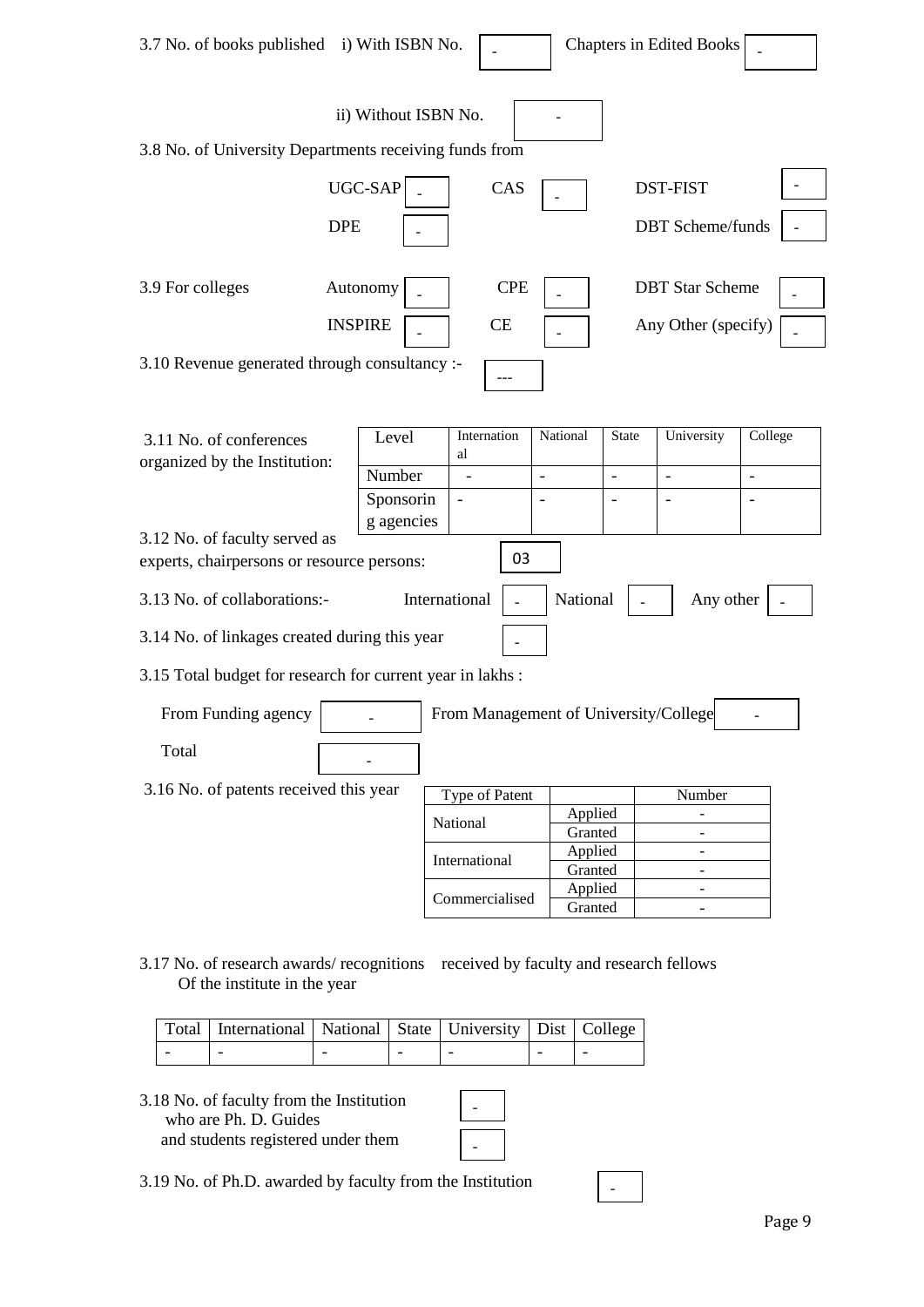3.7 No. of books published i) With ISBN No. - Chapters in Edited Books -

ii) Without ISBN No. -

3.8 No. of University Departments receiving funds from

UGC-SAP - CAS - DST-FIST -

DPE - DBT Scheme/funds -

3.9 For colleges Autonomy - CPE - DBT Star Scheme -

INSPIRE - CE - Any Other (specify) -

3.10 Revenue generated through consultancy :- ---

3.11 No. of conferences organized by the Institution:

| Level | International | National | State | University | College |
|---|---|---|---|---|---|
| Number | - | - | - | - | - |
| Sponsoring agencies | - | - | - | - | - |

3.12 No. of faculty served as experts, chairpersons or resource persons: 03

3.13 No. of collaborations:- International - National - Any other -

3.14 No. of linkages created during this year -

3.15 Total budget for research for current year in lakhs :

From Funding agency - From Management of University/College -

Total -

3.16 No. of patents received this year

| Type of Patent | | Number |
|---|---|---|
| National | Applied | - |
| | Granted | - |
| International | Applied | - |
| | Granted | - |
| Commercialised | Applied | - |
| | Granted | - |

3.17 No. of research awards/ recognitions received by faculty and research fellows Of the institute in the year

| Total | International | National | State | University | Dist | College |
|---|---|---|---|---|---|---|
| - | - | - | - | - | - | - |

3.18 No. of faculty from the Institution who are Ph. D. Guides -

and students registered under them -

3.19 No. of Ph.D. awarded by faculty from the Institution -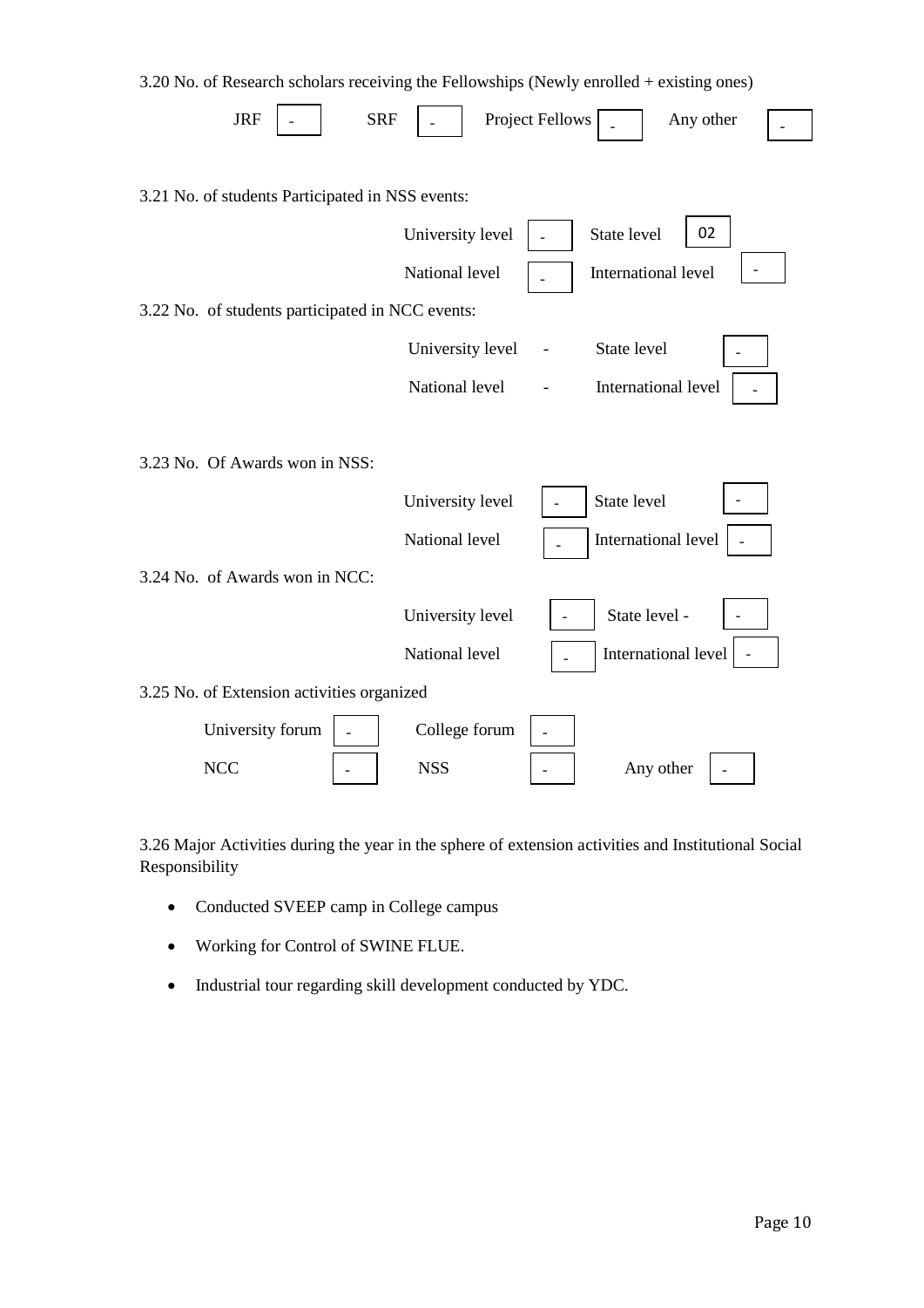3.20 No. of Research scholars receiving the Fellowships (Newly enrolled + existing ones)

| JRF | SRF | Project Fellows | Any other |
|---|---|---|---|
| - | - | - | - |

3.21 No. of students Participated in NSS events:

| University level | State level | National level | International level |
|---|---|---|---|
| - | 02 | - | - |

3.22 No. of students participated in NCC events:

| University level | State level | National level | International level |
|---|---|---|---|
| - | - | - | - |

3.23 No. Of Awards won in NSS:

| University level | State level | National level | International level |
|---|---|---|---|
| - | - | - | - |

3.24 No. of Awards won in NCC:

| University level | State level | National level | International level |
|---|---|---|---|
| - | - | - | - |

3.25 No. of Extension activities organized

| University forum | College forum | NCC | NSS | Any other |
|---|---|---|---|---|
| - | - | - | - | - |

3.26 Major Activities during the year in the sphere of extension activities and Institutional Social Responsibility

- Conducted SVEEP camp in College campus
- Working for Control of SWINE FLUE.
- Industrial tour regarding skill development conducted by YDC.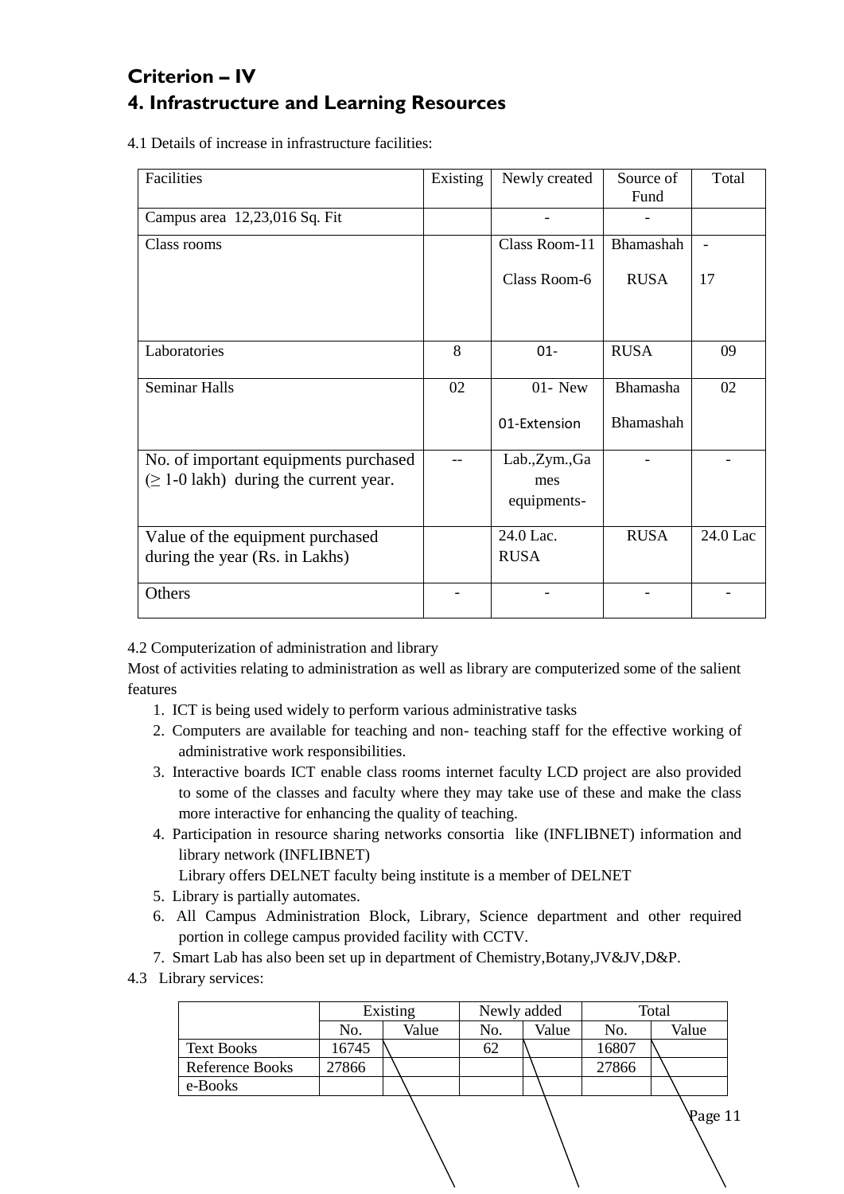# Criterion – IV

## 4. Infrastructure and Learning Resources

4.1 Details of increase in infrastructure facilities:

| Facilities | Existing | Newly created | Source of Fund | Total |
|---|---|---|---|---|
| Campus area 12,23,016 Sq. Fit | | - | - | |
| Class rooms | | Class Room-11<br>Class Room-6 | Bhamashah<br>RUSA | -<br>17 |
| Laboratories | 8 | 01- | RUSA | 09 |
| Seminar Halls | 02 | 01- New<br>01-Extension | Bhamasha<br>Bhamashah | 02 |
| No. of important equipments purchased (≥ 1-0 lakh) during the current year. | -- | Lab.,Zym.,Games equipments- | - | - |
| Value of the equipment purchased during the year (Rs. in Lakhs) | | 24.0 Lac. RUSA | RUSA | 24.0 Lac |
| Others | - | - | - | - |

4.2 Computerization of administration and library

Most of activities relating to administration as well as library are computerized some of the salient features

1. ICT is being used widely to perform various administrative tasks
2. Computers are available for teaching and non- teaching staff for the effective working of administrative work responsibilities.
3. Interactive boards ICT enable class rooms internet faculty LCD project are also provided to some of the classes and faculty where they may take use of these and make the class more interactive for enhancing the quality of teaching.
4. Participation in resource sharing networks consortia like (INFLIBNET) information and library network (INFLIBNET)
   Library offers DELNET faculty being institute is a member of DELNET
5. Library is partially automates.
6. All Campus Administration Block, Library, Science department and other required portion in college campus provided facility with CCTV.
7. Smart Lab has also been set up in department of Chemistry,Botany,JV&JV,D&P.

4.3 Library services:

| | Existing | | Newly added | | Total | |
|---|---|---|---|---|---|---|
| | No. | Value | No. | Value | No. | Value |
| Text Books | 16745 | | 62 | | 16807 | |
| Reference Books | 27866 | | | | 27866 | |
| e-Books | | | | | | |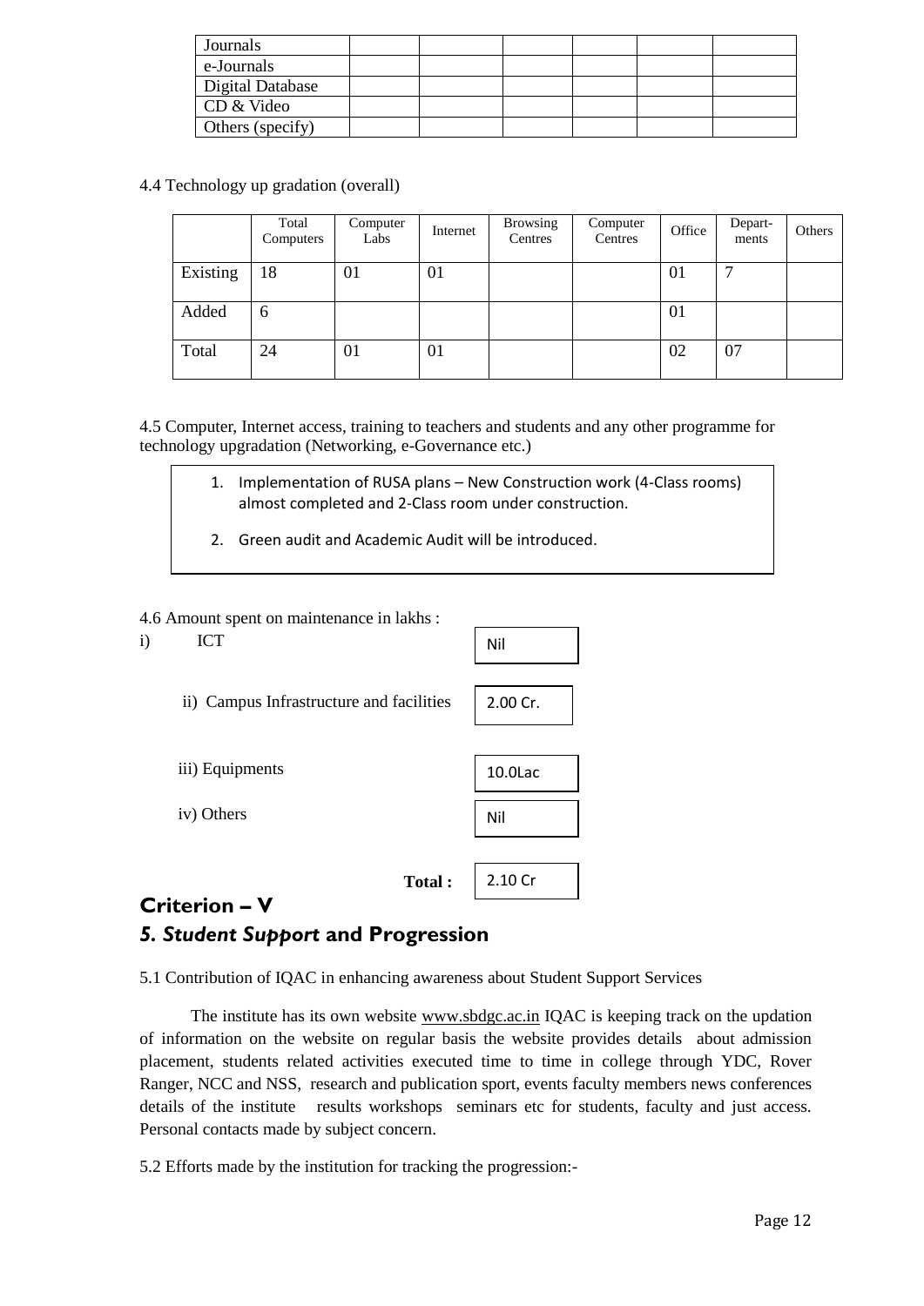| Journals | | | | | | |
|---|---|---|---|---|---|---|
| e-Journals | | | | | | |
| Digital Database | | | | | | |
| CD & Video | | | | | | |
| Others (specify) | | | | | | |

4.4 Technology up gradation (overall)

| | Total Computers | Computer Labs | Internet | Browsing Centres | Computer Centres | Office | Depart-ments | Others |
|---|---|---|---|---|---|---|---|---|
| Existing | 18 | 01 | 01 | | | 01 | 7 | |
| Added | 6 | | | | | 01 | | |
| Total | 24 | 01 | 01 | | | 02 | 07 | |

4.5 Computer, Internet access, training to teachers and students and any other programme for technology upgradation (Networking, e-Governance etc.)

1. Implementation of RUSA plans – New Construction work (4-Class rooms) almost completed and 2-Class room under construction.
2. Green audit and Academic Audit will be introduced.

4.6 Amount spent on maintenance in lakhs :

i) ICT — Nil

ii) Campus Infrastructure and facilities — 2.00 Cr.

iii) Equipments — 10.0Lac

iv) Others — Nil

**Total :** 2.10 Cr

## Criterion – V

## *5. Student Support* and Progression

5.1 Contribution of IQAC in enhancing awareness about Student Support Services

The institute has its own website www.sbdgc.ac.in IQAC is keeping track on the updation of information on the website on regular basis the website provides details about admission placement, students related activities executed time to time in college through YDC, Rover Ranger, NCC and NSS, research and publication sport, events faculty members news conferences details of the institute results workshops seminars etc for students, faculty and just access. Personal contacts made by subject concern.

5.2 Efforts made by the institution for tracking the progression:-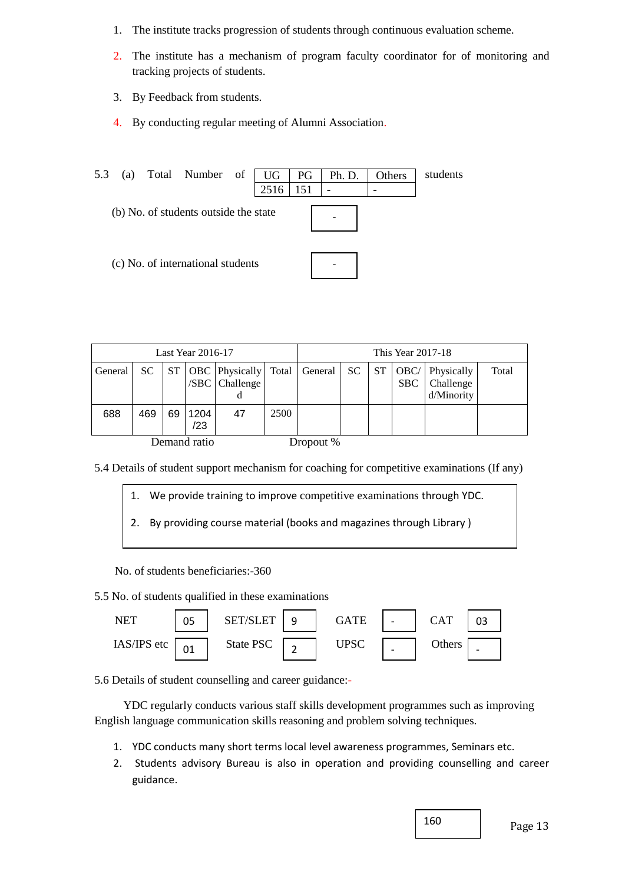1. The institute tracks progression of students through continuous evaluation scheme.
2. The institute has a mechanism of program faculty coordinator for of monitoring and tracking projects of students.
3. By Feedback from students.
4. By conducting regular meeting of Alumni Association.

5.3 (a) Total Number of students

| UG | PG | Ph. D. | Others |
|---|---|---|---|
| 2516 | 151 | - | - |

(b) No. of students outside the state: -

(c) No. of international students: -

| Last Year 2016-17 | | | | | | This Year 2017-18 | | | | | |
|---|---|---|---|---|---|---|---|---|---|---|---|
| General | SC | ST | OBC /SBC | Physically Challenged | Total | General | SC | ST | OBC/ SBC | Physically Challenged/Minority | Total |
| 688 | 469 | 69 | 1204 /23 | 47 | 2500 | | | | | | |

Demand ratio    Dropout %

5.4 Details of student support mechanism for coaching for competitive examinations (If any)

1. We provide training to improve competitive examinations through YDC.
2. By providing course material (books and magazines through Library )

No. of students beneficiaries:-360

5.5 No. of students qualified in these examinations

| NET | 05 | SET/SLET | 9 | GATE | - | CAT | 03 |
|---|---|---|---|---|---|---|---|
| IAS/IPS etc | 01 | State PSC | 2 | UPSC | - | Others | - |

5.6 Details of student counselling and career guidance:-

YDC regularly conducts various staff skills development programmes such as improving English language communication skills reasoning and problem solving techniques.

1. YDC conducts many short terms local level awareness programmes, Seminars etc.
2. Students advisory Bureau is also in operation and providing counselling and career guidance.

160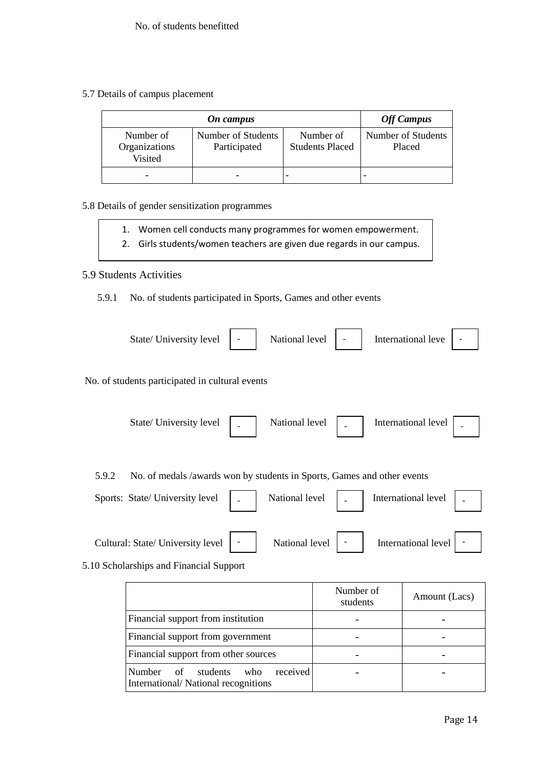No. of students benefitted

5.7 Details of campus placement

| *On campus* | | | *Off Campus* |
|---|---|---|---|
| Number of Organizations Visited | Number of Students Participated | Number of Students Placed | Number of Students Placed |
| - | - | - | - |

5.8 Details of gender sensitization programmes

1. Women cell conducts many programmes for women empowerment.
2. Girls students/women teachers are given due regards in our campus.

5.9 Students Activities

5.9.1 No. of students participated in Sports, Games and other events

State/ University level - National level - International leve -

No. of students participated in cultural events

State/ University level - National level - International level -

5.9.2 No. of medals /awards won by students in Sports, Games and other events

Sports: State/ University level - National level - International level -

Cultural: State/ University level - National level - International level -

5.10 Scholarships and Financial Support

| | Number of students | Amount (Lacs) |
|---|---|---|
| Financial support from institution | - | - |
| Financial support from government | - | - |
| Financial support from other sources | - | - |
| Number of students who received International/ National recognitions | - | - |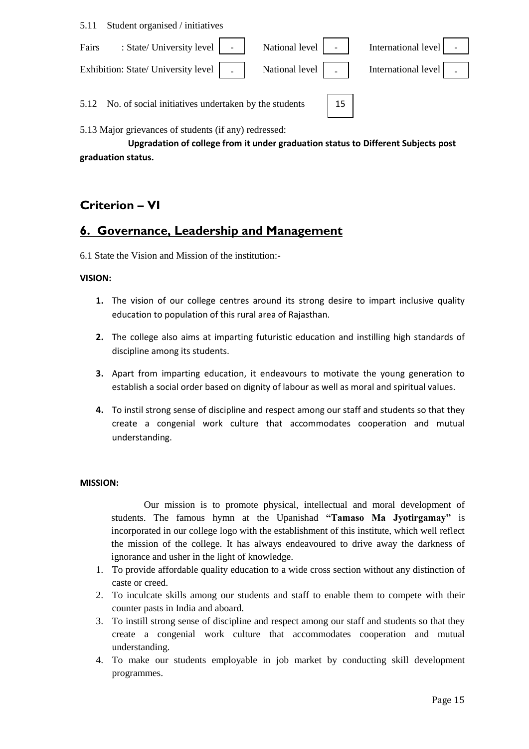5.11 Student organised / initiatives

| | State/ University level | National level | International level |
|---|---|---|---|
| Fairs | - | - | - |
| Exhibition | - | - | - |

5.12 No. of social initiatives undertaken by the students: 15

5.13 Major grievances of students (if any) redressed:

**Upgradation of college from it under graduation status to Different Subjects post graduation status.**

## Criterion – VI

## 6. Governance, Leadership and Management

6.1 State the Vision and Mission of the institution:-

**VISION:**

1. The vision of our college centres around its strong desire to impart inclusive quality education to population of this rural area of Rajasthan.
2. The college also aims at imparting futuristic education and instilling high standards of discipline among its students.
3. Apart from imparting education, it endeavours to motivate the young generation to establish a social order based on dignity of labour as well as moral and spiritual values.
4. To instil strong sense of discipline and respect among our staff and students so that they create a congenial work culture that accommodates cooperation and mutual understanding.

**MISSION:**

Our mission is to promote physical, intellectual and moral development of students. The famous hymn at the Upanishad **"Tamaso Ma Jyotirgamay"** is incorporated in our college logo with the establishment of this institute, which well reflect the mission of the college. It has always endeavoured to drive away the darkness of ignorance and usher in the light of knowledge.

1. To provide affordable quality education to a wide cross section without any distinction of caste or creed.
2. To inculcate skills among our students and staff to enable them to compete with their counter pasts in India and aboard.
3. To instill strong sense of discipline and respect among our staff and students so that they create a congenial work culture that accommodates cooperation and mutual understanding.
4. To make our students employable in job market by conducting skill development programmes.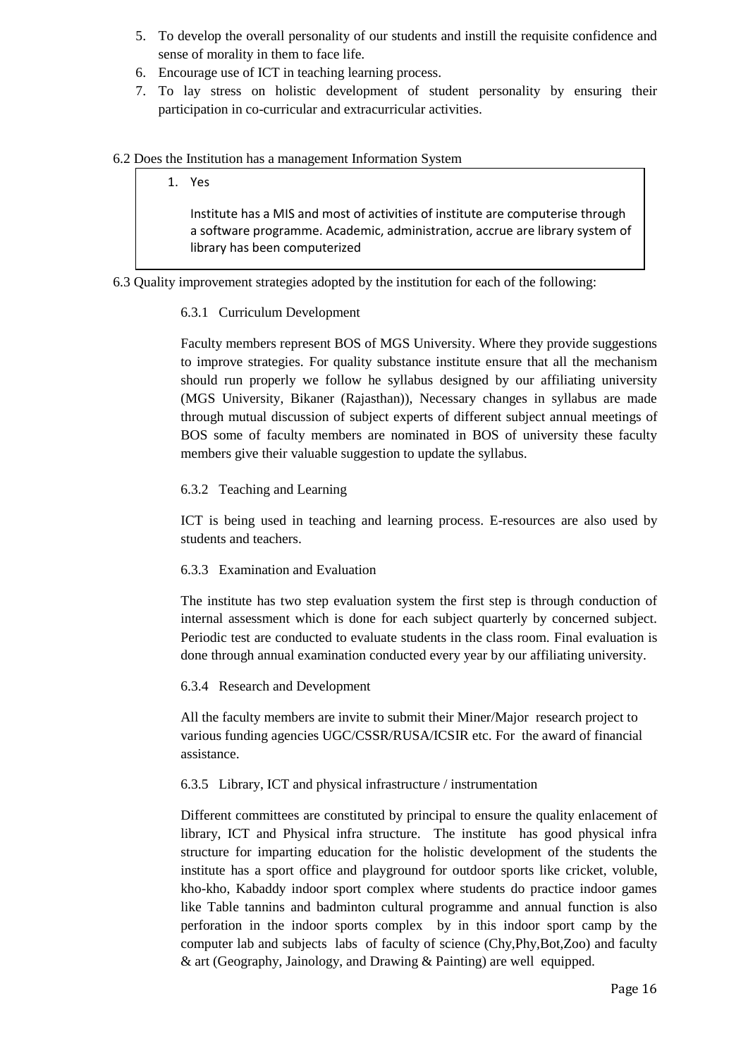5. To develop the overall personality of our students and instill the requisite confidence and sense of morality in them to face life.
6. Encourage use of ICT in teaching learning process.
7. To lay stress on holistic development of student personality by ensuring their participation in co-curricular and extracurricular activities.

6.2 Does the Institution has a management Information System

1. Yes

   Institute has a MIS and most of activities of institute are computerise through a software programme. Academic, administration, accrue are library system of library has been computerized

6.3 Quality improvement strategies adopted by the institution for each of the following:

6.3.1 Curriculum Development

Faculty members represent BOS of MGS University. Where they provide suggestions to improve strategies. For quality substance institute ensure that all the mechanism should run properly we follow he syllabus designed by our affiliating university (MGS University, Bikaner (Rajasthan)), Necessary changes in syllabus are made through mutual discussion of subject experts of different subject annual meetings of BOS some of faculty members are nominated in BOS of university these faculty members give their valuable suggestion to update the syllabus.

6.3.2 Teaching and Learning

ICT is being used in teaching and learning process. E-resources are also used by students and teachers.

6.3.3 Examination and Evaluation

The institute has two step evaluation system the first step is through conduction of internal assessment which is done for each subject quarterly by concerned subject. Periodic test are conducted to evaluate students in the class room. Final evaluation is done through annual examination conducted every year by our affiliating university.

6.3.4 Research and Development

All the faculty members are invite to submit their Miner/Major research project to various funding agencies UGC/CSSR/RUSA/ICSIR etc. For the award of financial assistance.

6.3.5 Library, ICT and physical infrastructure / instrumentation

Different committees are constituted by principal to ensure the quality enlacement of library, ICT and Physical infra structure. The institute has good physical infra structure for imparting education for the holistic development of the students the institute has a sport office and playground for outdoor sports like cricket, voluble, kho-kho, Kabaddy indoor sport complex where students do practice indoor games like Table tannins and badminton cultural programme and annual function is also perforation in the indoor sports complex by in this indoor sport camp by the computer lab and subjects labs of faculty of science (Chy,Phy,Bot,Zoo) and faculty & art (Geography, Jainology, and Drawing & Painting) are well equipped.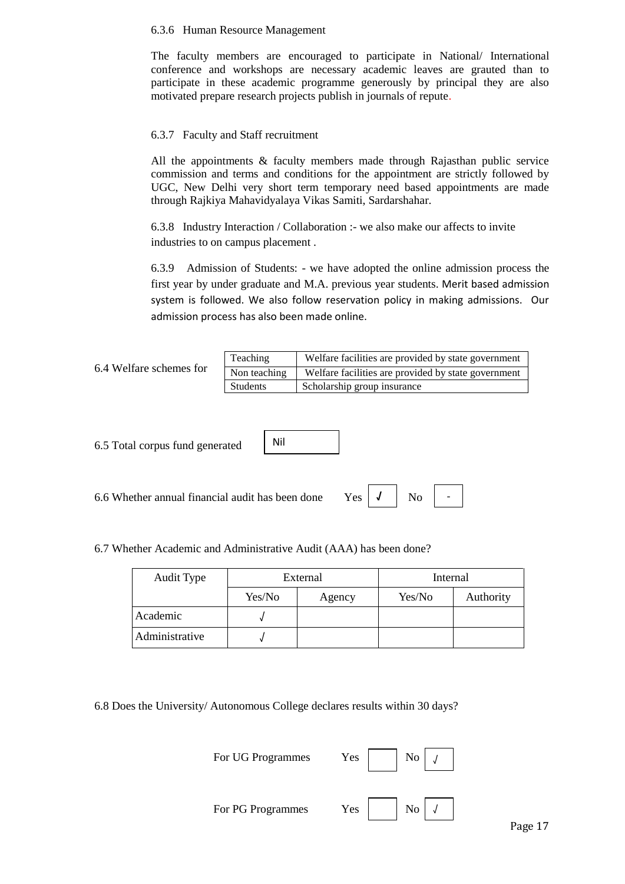6.3.6 Human Resource Management

The faculty members are encouraged to participate in National/ International conference and workshops are necessary academic leaves are grauted than to participate in these academic programme generously by principal they are also motivated prepare research projects publish in journals of repute.

6.3.7 Faculty and Staff recruitment

All the appointments & faculty members made through Rajasthan public service commission and terms and conditions for the appointment are strictly followed by UGC, New Delhi very short term temporary need based appointments are made through Rajkiya Mahavidyalaya Vikas Samiti, Sardarshahar.

6.3.8 Industry Interaction / Collaboration :- we also make our affects to invite industries to on campus placement .

6.3.9 Admission of Students: - we have adopted the online admission process the first year by under graduate and M.A. previous year students. Merit based admission system is followed. We also follow reservation policy in making admissions. Our admission process has also been made online.

6.4 Welfare schemes for

| | |
|---|---|
| Teaching | Welfare facilities are provided by state government |
| Non teaching | Welfare facilities are provided by state government |
| Students | Scholarship group insurance |

6.5 Total corpus fund generated: Nil

6.6 Whether annual financial audit has been done Yes √ No -

6.7 Whether Academic and Administrative Audit (AAA) has been done?

| Audit Type | External | | Internal | |
|---|---|---|---|---|
| | Yes/No | Agency | Yes/No | Authority |
| Academic | √ | | | |
| Administrative | √ | | | |

6.8 Does the University/ Autonomous College declares results within 30 days?

For UG Programmes Yes [ ] No √

For PG Programmes Yes [ ] No √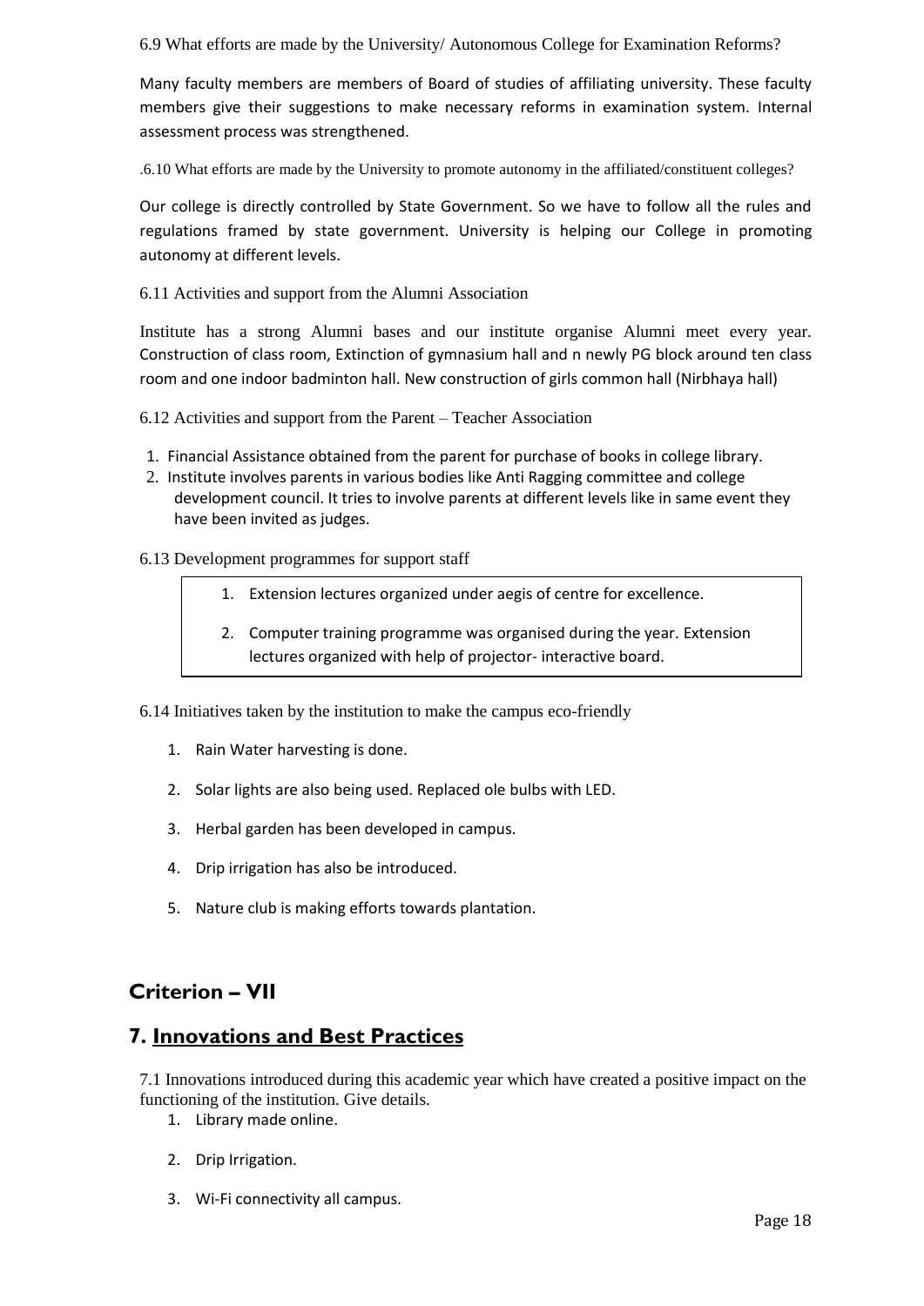6.9 What efforts are made by the University/ Autonomous College for Examination Reforms?

Many faculty members are members of Board of studies of affiliating university. These faculty members give their suggestions to make necessary reforms in examination system. Internal assessment process was strengthened.

.6.10 What efforts are made by the University to promote autonomy in the affiliated/constituent colleges?

Our college is directly controlled by State Government. So we have to follow all the rules and regulations framed by state government. University is helping our College in promoting autonomy at different levels.

6.11 Activities and support from the Alumni Association

Institute has a strong Alumni bases and our institute organise Alumni meet every year. Construction of class room, Extinction of gymnasium hall and n newly PG block around ten class room and one indoor badminton hall. New construction of girls common hall (Nirbhaya hall)

6.12 Activities and support from the Parent – Teacher Association

1. Financial Assistance obtained from the parent for purchase of books in college library.
2. Institute involves parents in various bodies like Anti Ragging committee and college development council. It tries to involve parents at different levels like in same event they have been invited as judges.

6.13 Development programmes for support staff

1. Extension lectures organized under aegis of centre for excellence.
2. Computer training programme was organised during the year. Extension lectures organized with help of projector- interactive board.

6.14 Initiatives taken by the institution to make the campus eco-friendly

1. Rain Water harvesting is done.
2. Solar lights are also being used. Replaced ole bulbs with LED.
3. Herbal garden has been developed in campus.
4. Drip irrigation has also be introduced.
5. Nature club is making efforts towards plantation.

## Criterion – VII

## 7. Innovations and Best Practices

7.1 Innovations introduced during this academic year which have created a positive impact on the functioning of the institution. Give details.

1. Library made online.
2. Drip Irrigation.
3. Wi-Fi connectivity all campus.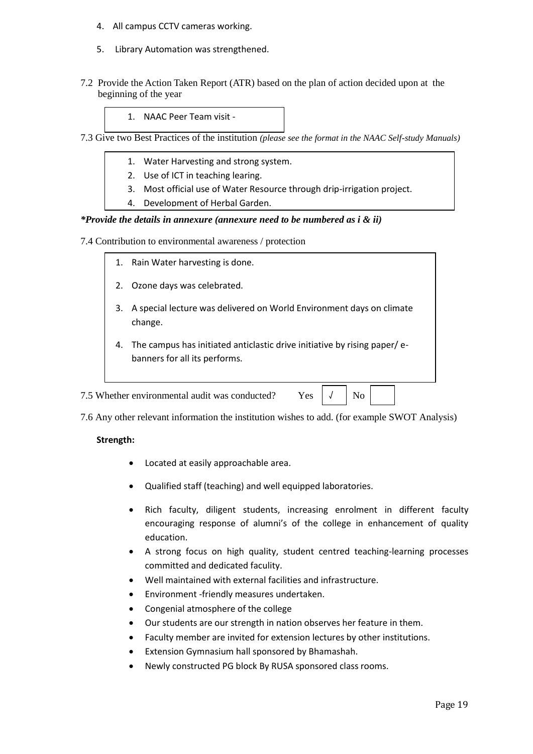4. All campus CCTV cameras working.
5. Library Automation was strengthened.

7.2 Provide the Action Taken Report (ATR) based on the plan of action decided upon at the beginning of the year

1. NAAC Peer Team visit -

7.3 Give two Best Practices of the institution *(please see the format in the NAAC Self-study Manuals)*

1. Water Harvesting and strong system.
2. Use of ICT in teaching learing.
3. Most official use of Water Resource through drip-irrigation project.
4. Development of Herbal Garden.

***Provide the details in annexure (annexure need to be numbered as i & ii)***

7.4 Contribution to environmental awareness / protection

1. Rain Water harvesting is done.
2. Ozone days was celebrated.
3. A special lecture was delivered on World Environment days on climate change.
4. The campus has initiated anticlastic drive initiative by rising paper/ e-banners for all its performs.

7.5 Whether environmental audit was conducted? Yes | √ | No | |

7.6 Any other relevant information the institution wishes to add. (for example SWOT Analysis)

**Strength:**

- Located at easily approachable area.
- Qualified staff (teaching) and well equipped laboratories.
- Rich faculty, diligent students, increasing enrolment in different faculty encouraging response of alumni's of the college in enhancement of quality education.
- A strong focus on high quality, student centred teaching-learning processes committed and dedicated faculty.
- Well maintained with external facilities and infrastructure.
- Environment -friendly measures undertaken.
- Congenial atmosphere of the college
- Our students are our strength in nation observes her feature in them.
- Faculty member are invited for extension lectures by other institutions.
- Extension Gymnasium hall sponsored by Bhamashah.
- Newly constructed PG block By RUSA sponsored class rooms.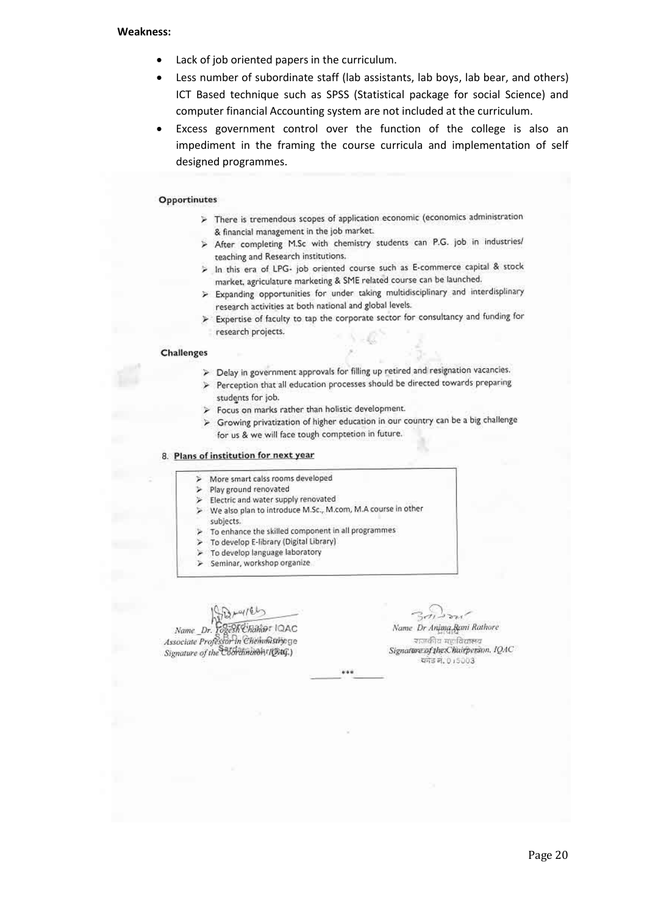**Weakness:**

- Lack of job oriented papers in the curriculum.
- Less number of subordinate staff (lab assistants, lab boys, lab bear, and others) ICT Based technique such as SPSS (Statistical package for social Science) and computer financial Accounting system are not included at the curriculum.
- Excess government control over the function of the college is also an impediment in the framing the course curricula and implementation of self designed programmes.

**Opportinutes**

- There is tremendous scopes of application economic (economics administration & financial management in the job market.
- After completing M.Sc with chemistry students can P.G. job in industries/ teaching and Research institutions.
- In this era of LPG- job oriented course such as E-commerce capital & stock market, agriculature marketing & SME related course can be launched.
- Expanding opportunities for under taking multidisciplinary and interdisplinary research activities at both national and global levels.
- Expertise of faculty to tap the corporate sector for consultancy and funding for research projects.

**Challenges**

- Delay in government approvals for filling up retired and resignation vacancies.
- Perception that all education processes should be directed towards preparing students for job.
- Focus on marks rather than holistic development.
- Growing privatization of higher education in our country can be a big challenge for us & we will face tough comptetion in future.

8. **Plans of institution for next year**

- More smart calss rooms developed
- Play ground renovated
- Electric and water supply renovated
- We also plan to introduce M.Sc., M.com, M.A course in other subjects.
- To enhance the skilled component in all programmes
- To develop E-library (Digital Library)
- To develop language laboratory
- Seminar, workshop organize

Name _Dr. Yogesh Chandra
Associate Professor in Chemistry
Signature of the Coordinator, IQAC

Name Dr Anima Rani Rathore
Signature of the Chairperson, IQAC

***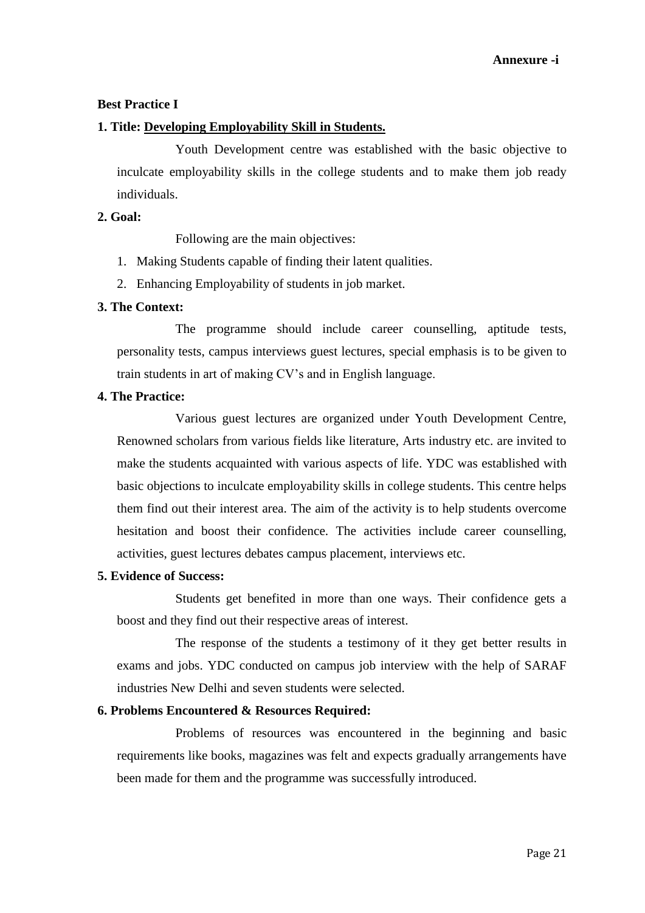**Annexure -i**

**Best Practice I**

**1. Title: <u>Developing Employability Skill in Students.</u>**

Youth Development centre was established with the basic objective to inculcate employability skills in the college students and to make them job ready individuals.

**2. Goal:**

Following are the main objectives:

1. Making Students capable of finding their latent qualities.
2. Enhancing Employability of students in job market.

**3. The Context:**

The programme should include career counselling, aptitude tests, personality tests, campus interviews guest lectures, special emphasis is to be given to train students in art of making CV's and in English language.

**4. The Practice:**

Various guest lectures are organized under Youth Development Centre, Renowned scholars from various fields like literature, Arts industry etc. are invited to make the students acquainted with various aspects of life. YDC was established with basic objections to inculcate employability skills in college students. This centre helps them find out their interest area. The aim of the activity is to help students overcome hesitation and boost their confidence. The activities include career counselling, activities, guest lectures debates campus placement, interviews etc.

**5. Evidence of Success:**

Students get benefited in more than one ways. Their confidence gets a boost and they find out their respective areas of interest.

The response of the students a testimony of it they get better results in exams and jobs. YDC conducted on campus job interview with the help of SARAF industries New Delhi and seven students were selected.

**6. Problems Encountered & Resources Required:**

Problems of resources was encountered in the beginning and basic requirements like books, magazines was felt and expects gradually arrangements have been made for them and the programme was successfully introduced.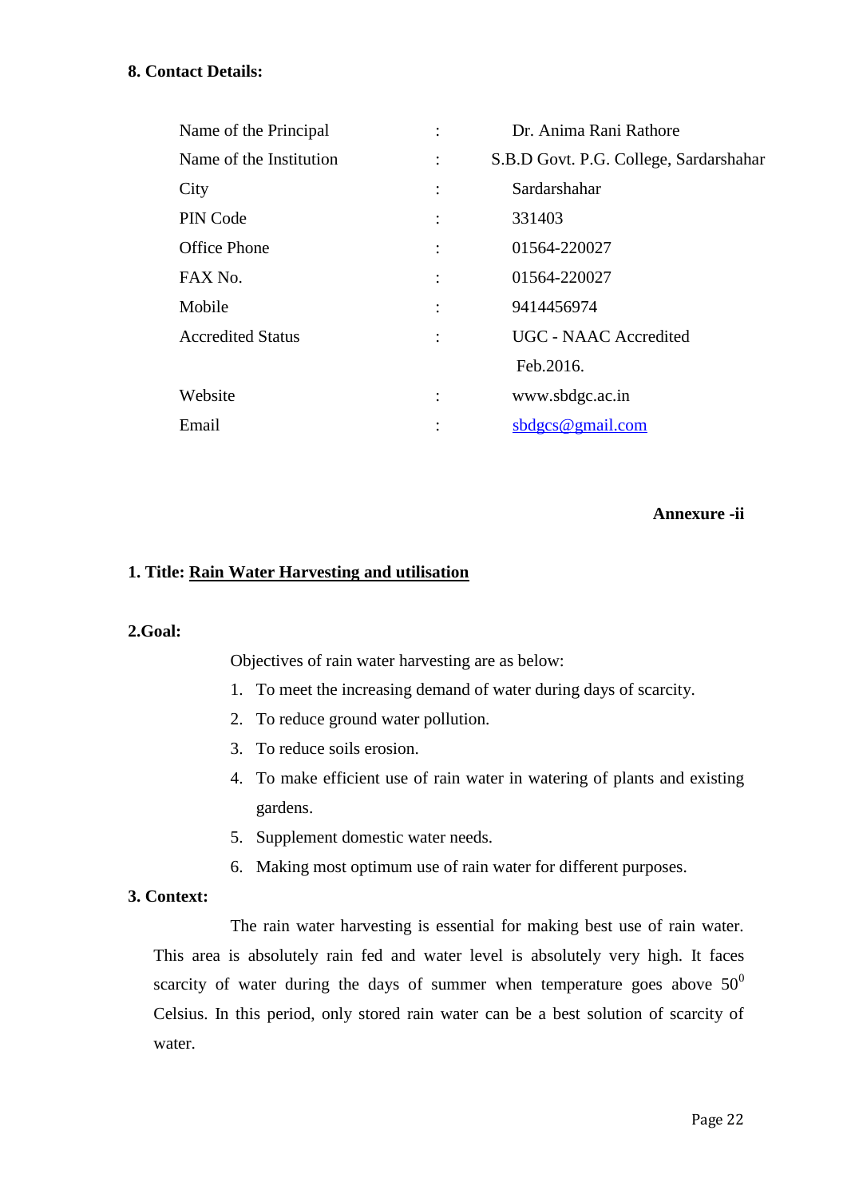**8. Contact Details:**

| | | |
|---|---|---|
| Name of the Principal | : | Dr. Anima Rani Rathore |
| Name of the Institution | : | S.B.D Govt. P.G. College, Sardarshahar |
| City | : | Sardarshahar |
| PIN Code | : | 331403 |
| Office Phone | : | 01564-220027 |
| FAX No. | : | 01564-220027 |
| Mobile | : | 9414456974 |
| Accredited Status | : | UGC - NAAC Accredited Feb.2016. |
| Website | : | www.sbdgc.ac.in |
| Email | : | sbdgcs@gmail.com |

**Annexure -ii**

**1. Title: Rain Water Harvesting and utilisation**

**2.Goal:**

Objectives of rain water harvesting are as below:

1. To meet the increasing demand of water during days of scarcity.
2. To reduce ground water pollution.
3. To reduce soils erosion.
4. To make efficient use of rain water in watering of plants and existing gardens.
5. Supplement domestic water needs.
6. Making most optimum use of rain water for different purposes.

**3. Context:**

The rain water harvesting is essential for making best use of rain water. This area is absolutely rain fed and water level is absolutely very high. It faces scarcity of water during the days of summer when temperature goes above $50^0$ Celsius. In this period, only stored rain water can be a best solution of scarcity of water.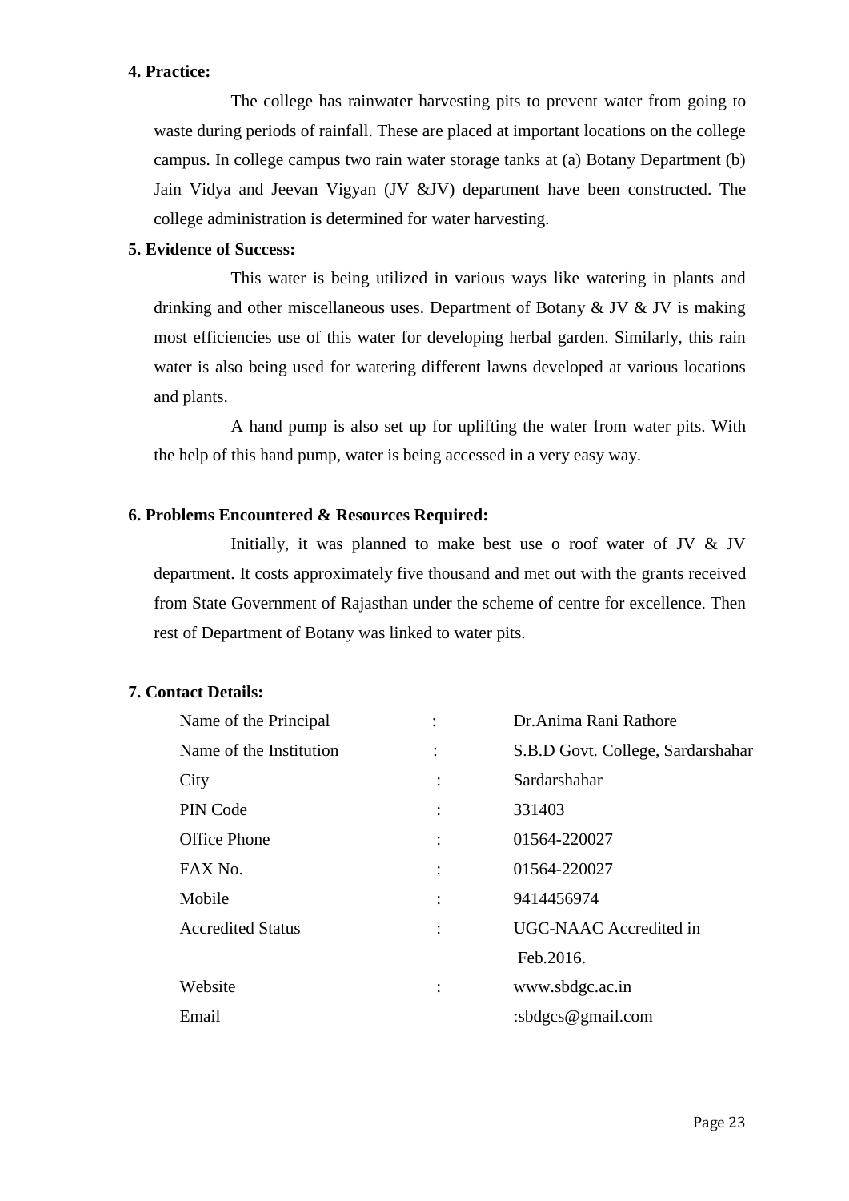**4. Practice:**

The college has rainwater harvesting pits to prevent water from going to waste during periods of rainfall. These are placed at important locations on the college campus. In college campus two rain water storage tanks at (a) Botany Department (b) Jain Vidya and Jeevan Vigyan (JV &JV) department have been constructed. The college administration is determined for water harvesting.

**5. Evidence of Success:**

This water is being utilized in various ways like watering in plants and drinking and other miscellaneous uses. Department of Botany & JV & JV is making most efficiencies use of this water for developing herbal garden. Similarly, this rain water is also being used for watering different lawns developed at various locations and plants.

A hand pump is also set up for uplifting the water from water pits. With the help of this hand pump, water is being accessed in a very easy way.

**6. Problems Encountered & Resources Required:**

Initially, it was planned to make best use o roof water of JV & JV department. It costs approximately five thousand and met out with the grants received from State Government of Rajasthan under the scheme of centre for excellence. Then rest of Department of Botany was linked to water pits.

**7. Contact Details:**

| | | |
|---|---|---|
| Name of the Principal | : | Dr.Anima Rani Rathore |
| Name of the Institution | : | S.B.D Govt. College, Sardarshahar |
| City | : | Sardarshahar |
| PIN Code | : | 331403 |
| Office Phone | : | 01564-220027 |
| FAX No. | : | 01564-220027 |
| Mobile | : | 9414456974 |
| Accredited Status | : | UGC-NAAC Accredited in Feb.2016. |
| Website | : | www.sbdgc.ac.in |
| Email | | :sbdgcs@gmail.com |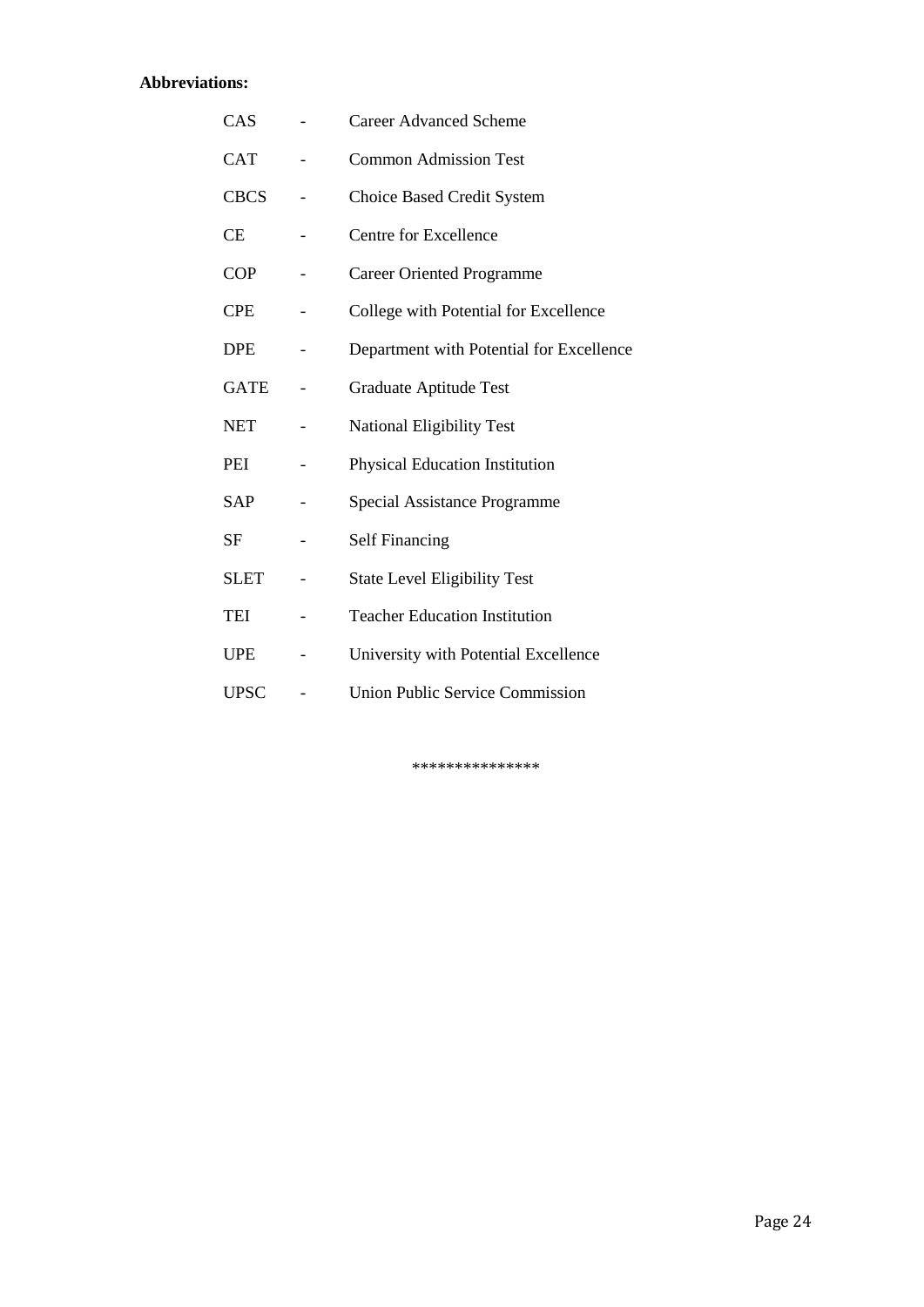**Abbreviations:**

| | | |
|---|---|---|
| CAS | - | Career Advanced Scheme |
| CAT | - | Common Admission Test |
| CBCS | - | Choice Based Credit System |
| CE | - | Centre for Excellence |
| COP | - | Career Oriented Programme |
| CPE | - | College with Potential for Excellence |
| DPE | - | Department with Potential for Excellence |
| GATE | - | Graduate Aptitude Test |
| NET | - | National Eligibility Test |
| PEI | - | Physical Education Institution |
| SAP | - | Special Assistance Programme |
| SF | - | Self Financing |
| SLET | - | State Level Eligibility Test |
| TEI | - | Teacher Education Institution |
| UPE | - | University with Potential Excellence |
| UPSC | - | Union Public Service Commission |

***************